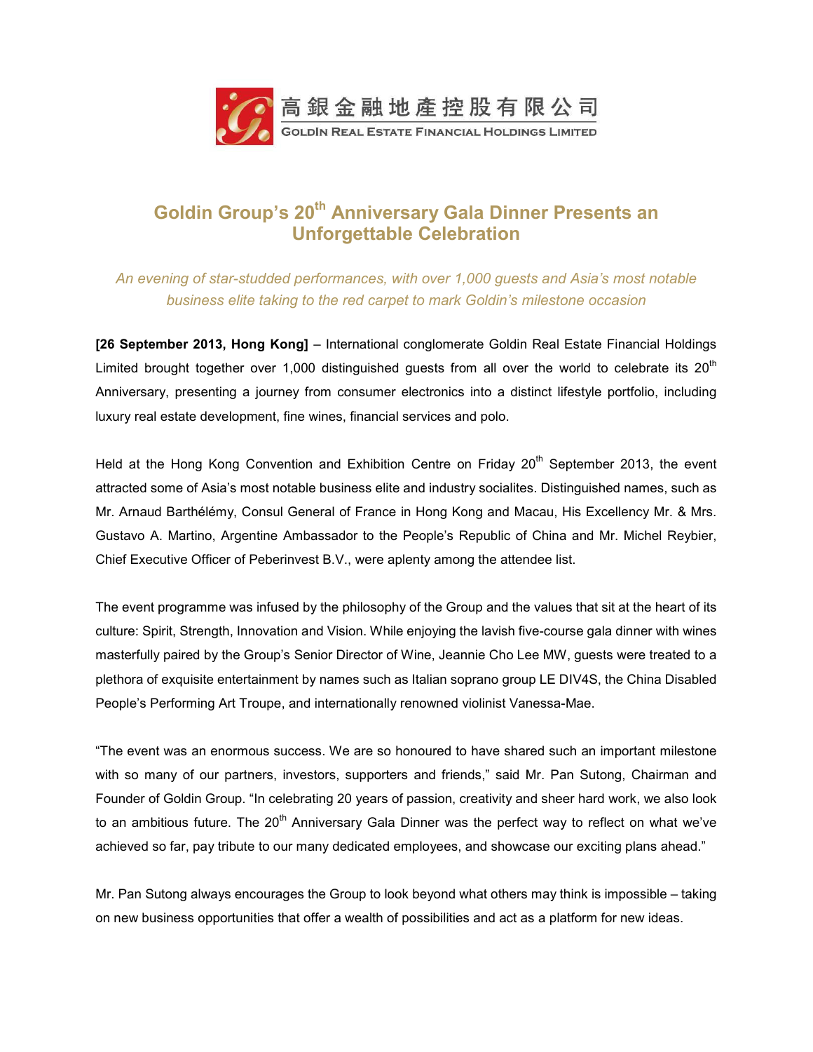高銀金融地產控股有限公司
GOLDIN REAL ESTATE FINANCIAL HOLDINGS LIMITED

# Goldin Group's 20th Anniversary Gala Dinner Presents an Unforgettable Celebration

*An evening of star-studded performances, with over 1,000 guests and Asia's most notable business elite taking to the red carpet to mark Goldin's milestone occasion*

**[26 September 2013, Hong Kong]** – International conglomerate Goldin Real Estate Financial Holdings Limited brought together over 1,000 distinguished guests from all over the world to celebrate its 20th Anniversary, presenting a journey from consumer electronics into a distinct lifestyle portfolio, including luxury real estate development, fine wines, financial services and polo.

Held at the Hong Kong Convention and Exhibition Centre on Friday 20th September 2013, the event attracted some of Asia's most notable business elite and industry socialites. Distinguished names, such as Mr. Arnaud Barthélémy, Consul General of France in Hong Kong and Macau, His Excellency Mr. & Mrs. Gustavo A. Martino, Argentine Ambassador to the People's Republic of China and Mr. Michel Reybier, Chief Executive Officer of Peberinvest B.V., were aplenty among the attendee list.

The event programme was infused by the philosophy of the Group and the values that sit at the heart of its culture: Spirit, Strength, Innovation and Vision. While enjoying the lavish five-course gala dinner with wines masterfully paired by the Group's Senior Director of Wine, Jeannie Cho Lee MW, guests were treated to a plethora of exquisite entertainment by names such as Italian soprano group LE DIV4S, the China Disabled People's Performing Art Troupe, and internationally renowned violinist Vanessa-Mae.

"The event was an enormous success. We are so honoured to have shared such an important milestone with so many of our partners, investors, supporters and friends," said Mr. Pan Sutong, Chairman and Founder of Goldin Group. "In celebrating 20 years of passion, creativity and sheer hard work, we also look to an ambitious future. The 20th Anniversary Gala Dinner was the perfect way to reflect on what we've achieved so far, pay tribute to our many dedicated employees, and showcase our exciting plans ahead."

Mr. Pan Sutong always encourages the Group to look beyond what others may think is impossible – taking on new business opportunities that offer a wealth of possibilities and act as a platform for new ideas.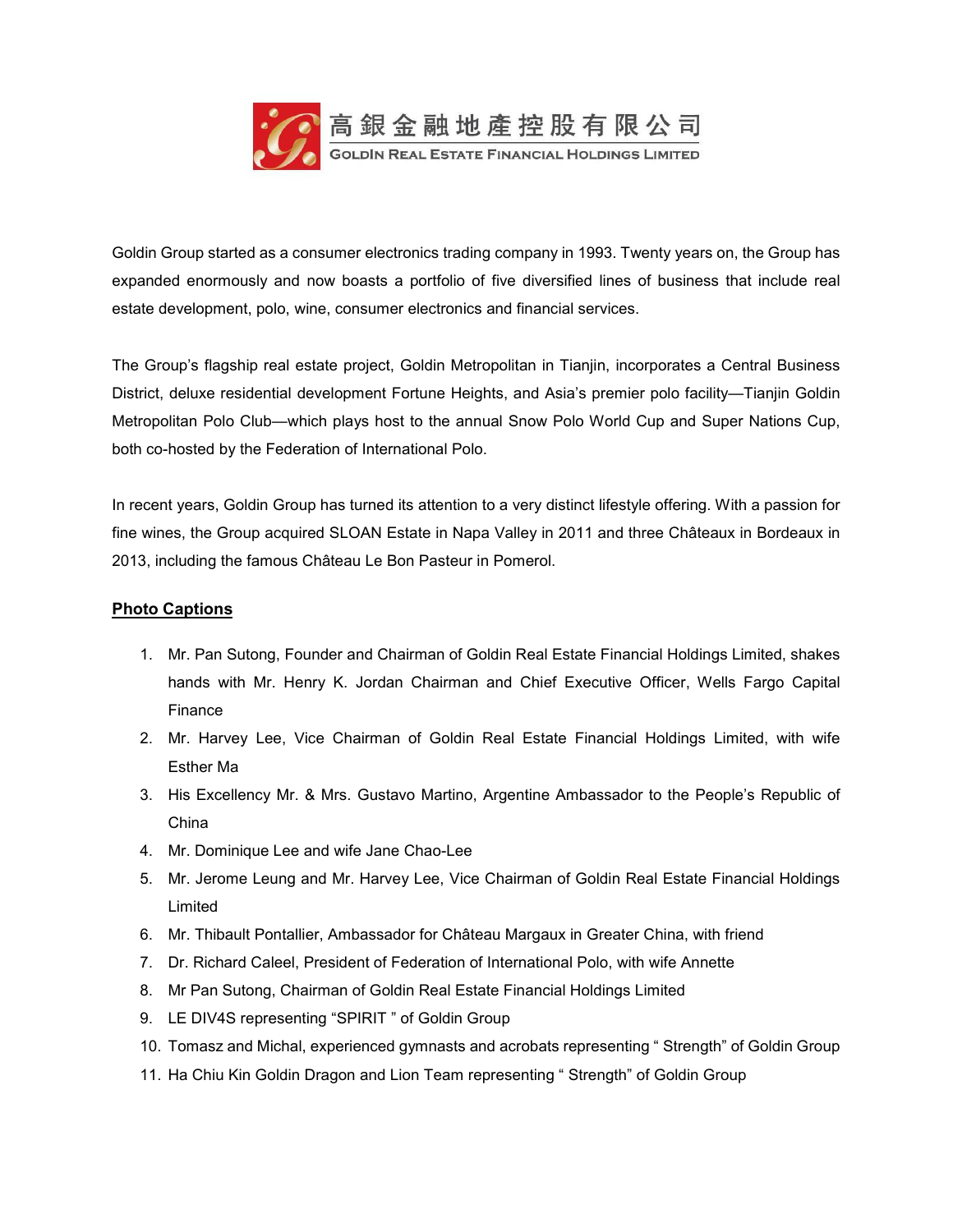高銀金融地產控股有限公司
GOLDIN REAL ESTATE FINANCIAL HOLDINGS LIMITED

Goldin Group started as a consumer electronics trading company in 1993. Twenty years on, the Group has expanded enormously and now boasts a portfolio of five diversified lines of business that include real estate development, polo, wine, consumer electronics and financial services.

The Group's flagship real estate project, Goldin Metropolitan in Tianjin, incorporates a Central Business District, deluxe residential development Fortune Heights, and Asia's premier polo facility—Tianjin Goldin Metropolitan Polo Club—which plays host to the annual Snow Polo World Cup and Super Nations Cup, both co-hosted by the Federation of International Polo.

In recent years, Goldin Group has turned its attention to a very distinct lifestyle offering. With a passion for fine wines, the Group acquired SLOAN Estate in Napa Valley in 2011 and three Châteaux in Bordeaux in 2013, including the famous Château Le Bon Pasteur in Pomerol.

**<u>Photo Captions</u>**

1. Mr. Pan Sutong, Founder and Chairman of Goldin Real Estate Financial Holdings Limited, shakes hands with Mr. Henry K. Jordan Chairman and Chief Executive Officer, Wells Fargo Capital Finance
2. Mr. Harvey Lee, Vice Chairman of Goldin Real Estate Financial Holdings Limited, with wife Esther Ma
3. His Excellency Mr. & Mrs. Gustavo Martino, Argentine Ambassador to the People's Republic of China
4. Mr. Dominique Lee and wife Jane Chao-Lee
5. Mr. Jerome Leung and Mr. Harvey Lee, Vice Chairman of Goldin Real Estate Financial Holdings Limited
6. Mr. Thibault Pontallier, Ambassador for Château Margaux in Greater China, with friend
7. Dr. Richard Caleel, President of Federation of International Polo, with wife Annette
8. Mr Pan Sutong, Chairman of Goldin Real Estate Financial Holdings Limited
9. LE DIV4S representing "SPIRIT " of Goldin Group
10. Tomasz and Michal, experienced gymnasts and acrobats representing " Strength" of Goldin Group
11. Ha Chiu Kin Goldin Dragon and Lion Team representing " Strength" of Goldin Group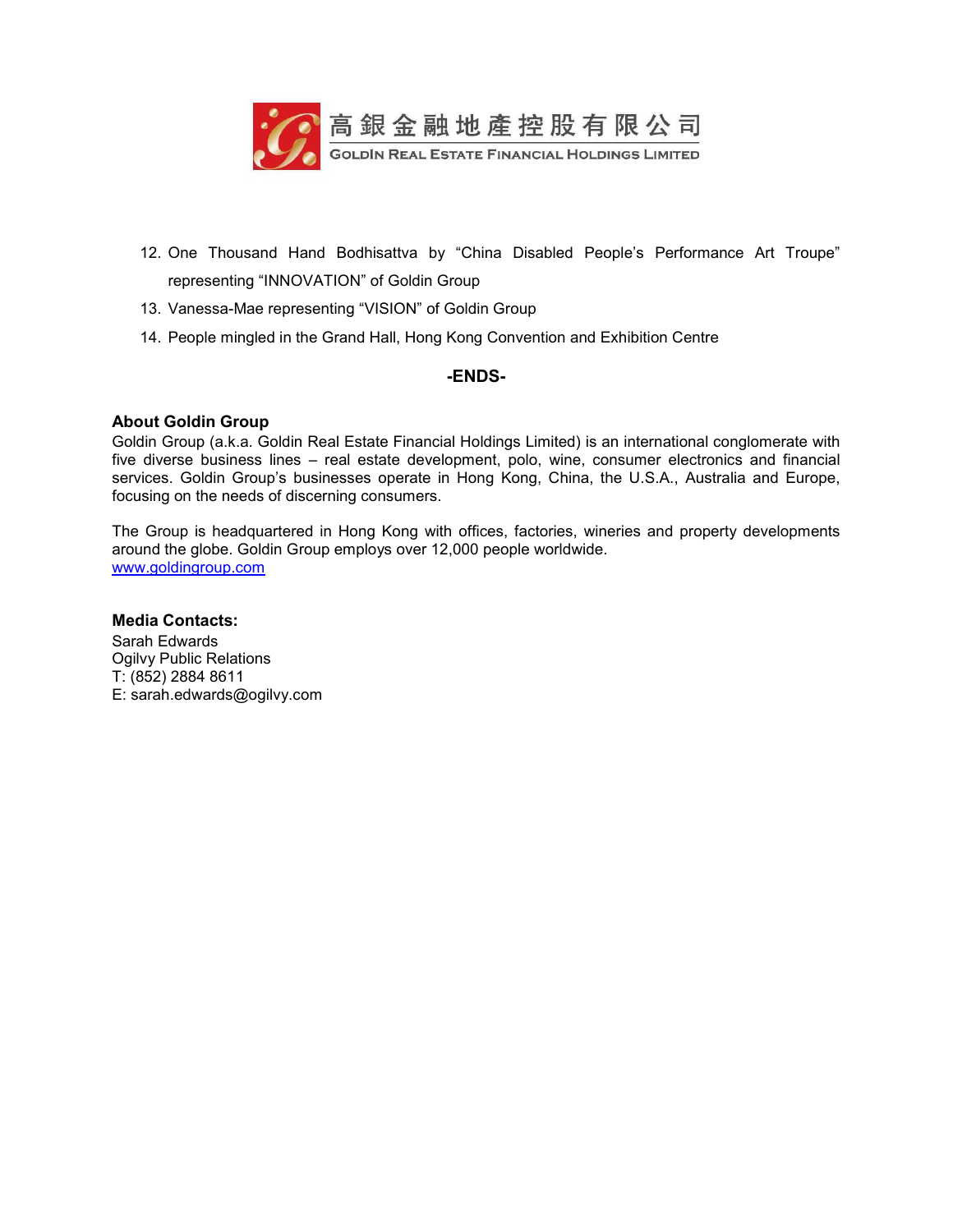高銀金融地產控股有限公司
GOLDIN REAL ESTATE FINANCIAL HOLDINGS LIMITED

12. One Thousand Hand Bodhisattva by "China Disabled People's Performance Art Troupe" representing "INNOVATION" of Goldin Group
13. Vanessa-Mae representing "VISION" of Goldin Group
14. People mingled in the Grand Hall, Hong Kong Convention and Exhibition Centre

**-ENDS-**

**About Goldin Group**

Goldin Group (a.k.a. Goldin Real Estate Financial Holdings Limited) is an international conglomerate with five diverse business lines – real estate development, polo, wine, consumer electronics and financial services. Goldin Group's businesses operate in Hong Kong, China, the U.S.A., Australia and Europe, focusing on the needs of discerning consumers.

The Group is headquartered in Hong Kong with offices, factories, wineries and property developments around the globe. Goldin Group employs over 12,000 people worldwide.
www.goldingroup.com

**Media Contacts:**

Sarah Edwards
Ogilvy Public Relations
T: (852) 2884 8611
E: sarah.edwards@ogilvy.com